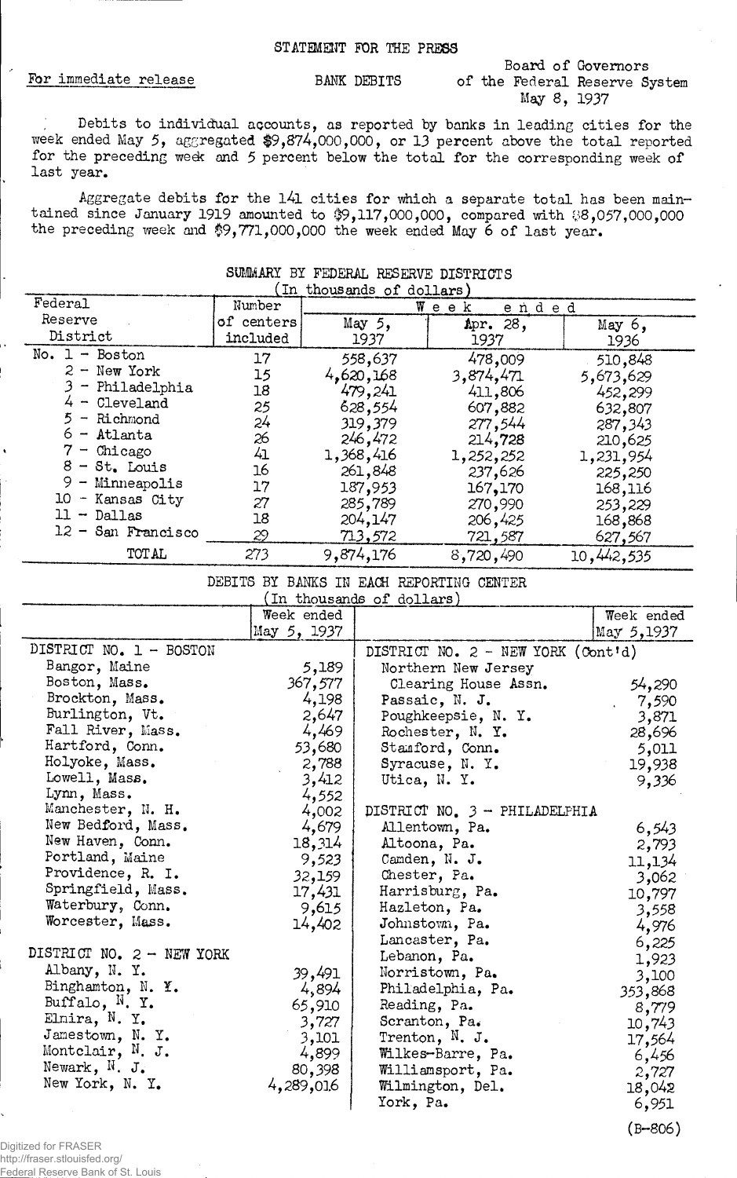STATEMENT FOR THE PRESS

For immediate release

BANK DEBITS

Board of Governors
of the Federal Reserve System
May 8, 1937

Debits to individual accounts, as reported by banks in leading cities for the week ended May 5, aggregated $9,874,000,000, or 13 percent above the total reported for the preceding week and 5 percent below the total for the corresponding week of last year.

Aggregate debits for the 141 cities for which a separate total has been maintained since January 1919 amounted to $9,117,000,000, compared with $8,057,000,000 the preceding week and $9,771,000,000 the week ended May 6 of last year.

## SUMMARY BY FEDERAL RESERVE DISTRICTS

(In thousands of dollars)

| Federal Reserve District | Number of centers included | Week ended May 5, 1937 | Week ended Apr. 28, 1937 | Week ended May 6, 1936 |
|---|---|---|---|---|
| No. 1 - Boston | 17 | 558,637 | 478,009 | 510,848 |
| 2 - New York | 15 | 4,620,168 | 3,874,471 | 5,673,629 |
| 3 - Philadelphia | 18 | 479,241 | 411,806 | 452,299 |
| 4 - Cleveland | 25 | 628,554 | 607,882 | 632,807 |
| 5 - Richmond | 24 | 319,379 | 277,544 | 287,343 |
| 6 - Atlanta | 26 | 246,472 | 214,728 | 210,625 |
| 7 - Chicago | 41 | 1,368,416 | 1,252,252 | 1,231,954 |
| 8 - St. Louis | 16 | 261,848 | 237,626 | 225,250 |
| 9 - Minneapolis | 17 | 187,953 | 167,170 | 168,116 |
| 10 - Kansas City | 27 | 285,789 | 270,990 | 253,229 |
| 11 - Dallas | 18 | 204,147 | 206,425 | 168,868 |
| 12 - San Francisco | 29 | 713,572 | 721,587 | 627,567 |
| TOTAL | 273 | 9,874,176 | 8,720,490 | 10,442,535 |

## DEBITS BY BANKS IN EACH REPORTING CENTER

(In thousands of dollars)

| | Week ended May 5, 1937 | | Week ended May 5, 1937 |
|---|---|---|---|
| DISTRICT NO. 1 - BOSTON | | DISTRICT NO. 2 - NEW YORK (Cont'd) | |
| Bangor, Maine | 5,189 | Northern New Jersey Clearing House Assn. | 54,290 |
| Boston, Mass. | 367,577 | Passaic, N. J. | 7,590 |
| Brockton, Mass. | 4,198 | Poughkeepsie, N. Y. | 3,871 |
| Burlington, Vt. | 2,647 | Rochester, N. Y. | 28,696 |
| Fall River, Mass. | 4,469 | Stamford, Conn. | 5,011 |
| Hartford, Conn. | 53,680 | Syracuse, N. Y. | 19,938 |
| Holyoke, Mass. | 2,788 | Utica, N. Y. | 9,336 |
| Lowell, Mass. | 3,412 | | |
| Lynn, Mass. | 4,552 | DISTRICT NO. 3 - PHILADELPHIA | |
| Manchester, N. H. | 4,002 | Allentown, Pa. | 6,543 |
| New Bedford, Mass. | 4,679 | Altoona, Pa. | 2,793 |
| New Haven, Conn. | 18,314 | Camden, N. J. | 11,134 |
| Portland, Maine | 9,523 | Chester, Pa. | 3,062 |
| Providence, R. I. | 32,159 | Harrisburg, Pa. | 10,797 |
| Springfield, Mass. | 17,431 | Hazleton, Pa. | 3,558 |
| Waterbury, Conn. | 9,615 | Johnstown, Pa. | 4,976 |
| Worcester, Mass. | 14,402 | Lancaster, Pa. | 6,225 |
| DISTRICT NO. 2 - NEW YORK | | Lebanon, Pa. | 1,923 |
| Albany, N. Y. | 39,491 | Norristown, Pa. | 3,100 |
| Binghamton, N. Y. | 4,894 | Philadelphia, Pa. | 353,868 |
| Buffalo, N. Y. | 65,910 | Reading, Pa. | 8,779 |
| Elmira, N. Y. | 3,727 | Scranton, Pa. | 10,743 |
| Jamestown, N. Y. | 3,101 | Trenton, N. J. | 17,564 |
| Montclair, N. J. | 4,899 | Wilkes-Barre, Pa. | 6,456 |
| Newark, N. J. | 80,398 | Williamsport, Pa. | 2,727 |
| New York, N. Y. | 4,289,016 | Wilmington, Del. | 18,042 |
| | | York, Pa. | 6,951 |

(B-806)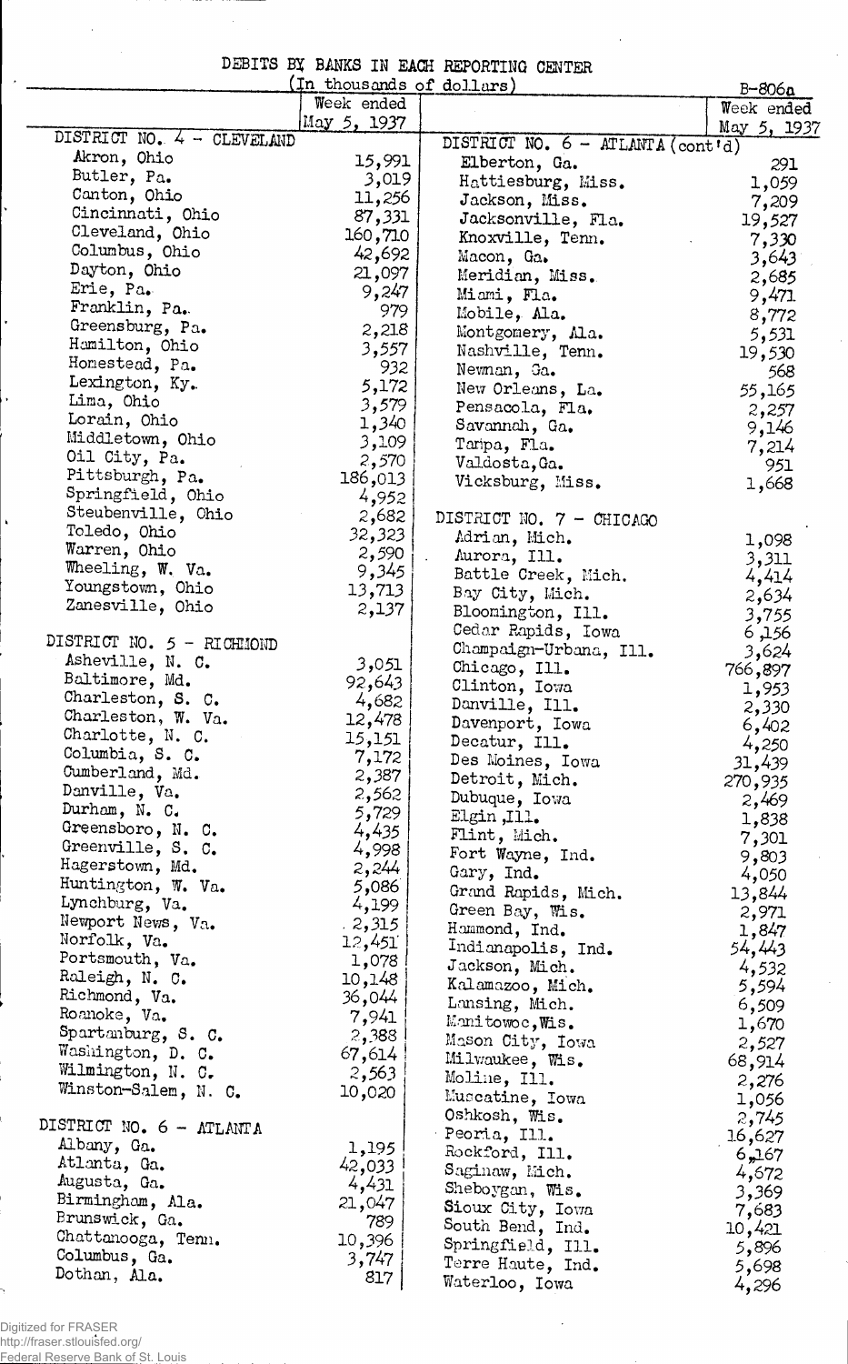# DEBITS BY BANKS IN EACH REPORTING CENTER

(In thousands of dollars)

B-806a

| | Week ended May 5, 1937 |
|---|---|
| **DISTRICT NO. 4 - CLEVELAND** | |
| Akron, Ohio | 15,991 |
| Butler, Pa. | 3,019 |
| Canton, Ohio | 11,256 |
| Cincinnati, Ohio | 87,331 |
| Cleveland, Ohio | 160,710 |
| Columbus, Ohio | 42,692 |
| Dayton, Ohio | 21,097 |
| Erie, Pa. | 9,247 |
| Franklin, Pa. | 979 |
| Greensburg, Pa. | 2,218 |
| Hamilton, Ohio | 3,557 |
| Homestead, Pa. | 932 |
| Lexington, Ky. | 5,172 |
| Lima, Ohio | 3,579 |
| Lorain, Ohio | 1,340 |
| Middletown, Ohio | 3,109 |
| Oil City, Pa. | 2,570 |
| Pittsburgh, Pa. | 186,013 |
| Springfield, Ohio | 4,952 |
| Steubenville, Ohio | 2,682 |
| Toledo, Ohio | 32,323 |
| Warren, Ohio | 2,590 |
| Wheeling, W. Va. | 9,345 |
| Youngstown, Ohio | 13,713 |
| Zanesville, Ohio | 2,137 |
| **DISTRICT NO. 5 - RICHMOND** | |
| Asheville, N. C. | 3,051 |
| Baltimore, Md. | 92,643 |
| Charleston, S. C. | 4,682 |
| Charleston, W. Va. | 12,478 |
| Charlotte, N. C. | 15,151 |
| Columbia, S. C. | 7,172 |
| Cumberland, Md. | 2,387 |
| Danville, Va. | 2,562 |
| Durham, N. C. | 5,729 |
| Greensboro, N. C. | 4,435 |
| Greenville, S. C. | 4,998 |
| Hagerstown, Md. | 2,244 |
| Huntington, W. Va. | 5,086 |
| Lynchburg, Va. | 4,199 |
| Newport News, Va. | 2,315 |
| Norfolk, Va. | 12,451 |
| Portsmouth, Va. | 1,078 |
| Raleigh, N. C. | 10,148 |
| Richmond, Va. | 36,044 |
| Roanoke, Va. | 7,941 |
| Spartanburg, S. C. | 2,388 |
| Washington, D. C. | 67,614 |
| Wilmington, N. C. | 2,563 |
| Winston-Salem, N. C. | 10,020 |
| **DISTRICT NO. 6 - ATLANTA** | |
| Albany, Ga. | 1,195 |
| Atlanta, Ga. | 42,033 |
| Augusta, Ga. | 4,431 |
| Birmingham, Ala. | 21,047 |
| Brunswick, Ga. | 789 |
| Chattanooga, Tenn. | 10,396 |
| Columbus, Ga. | 3,747 |
| Dothan, Ala. | 817 |
| **DISTRICT NO. 6 - ATLANTA (cont'd)** | |
| Elberton, Ga. | 291 |
| Hattiesburg, Miss. | 1,059 |
| Jackson, Miss. | 7,209 |
| Jacksonville, Fla. | 19,527 |
| Knoxville, Tenn. | 7,330 |
| Macon, Ga. | 3,643 |
| Meridian, Miss. | 2,685 |
| Miami, Fla. | 9,471 |
| Mobile, Ala. | 8,772 |
| Montgomery, Ala. | 5,531 |
| Nashville, Tenn. | 19,530 |
| Newnan, Ga. | 568 |
| New Orleans, La. | 55,165 |
| Pensacola, Fla. | 2,257 |
| Savannah, Ga. | 9,146 |
| Tampa, Fla. | 7,214 |
| Valdosta, Ga. | 951 |
| Vicksburg, Miss. | 1,668 |
| **DISTRICT NO. 7 - CHICAGO** | |
| Adrian, Mich. | 1,098 |
| Aurora, Ill. | 3,311 |
| Battle Creek, Mich. | 4,414 |
| Bay City, Mich. | 2,634 |
| Bloomington, Ill. | 3,755 |
| Cedar Rapids, Iowa | 6,156 |
| Champaign-Urbana, Ill. | 3,624 |
| Chicago, Ill. | 766,897 |
| Clinton, Iowa | 1,953 |
| Danville, Ill. | 2,330 |
| Davenport, Iowa | 6,402 |
| Decatur, Ill. | 4,250 |
| Des Moines, Iowa | 31,439 |
| Detroit, Mich. | 270,935 |
| Dubuque, Iowa | 2,469 |
| Elgin, Ill. | 1,838 |
| Flint, Mich. | 7,301 |
| Fort Wayne, Ind. | 9,803 |
| Gary, Ind. | 4,050 |
| Grand Rapids, Mich. | 13,844 |
| Green Bay, Wis. | 2,971 |
| Hammond, Ind. | 1,847 |
| Indianapolis, Ind. | 54,443 |
| Jackson, Mich. | 4,532 |
| Kalamazoo, Mich. | 5,594 |
| Lansing, Mich. | 6,509 |
| Manitowoc, Wis. | 1,670 |
| Mason City, Iowa | 2,527 |
| Milwaukee, Wis. | 68,914 |
| Moline, Ill. | 2,276 |
| Muscatine, Iowa | 1,056 |
| Oshkosh, Wis. | 2,745 |
| Peoria, Ill. | 16,627 |
| Rockford, Ill. | 6,167 |
| Saginaw, Mich. | 4,672 |
| Sheboygan, Wis. | 3,369 |
| Sioux City, Iowa | 7,683 |
| South Bend, Ind. | 10,421 |
| Springfield, Ill. | 5,896 |
| Terre Haute, Ind. | 5,698 |
| Waterloo, Iowa | 4,296 |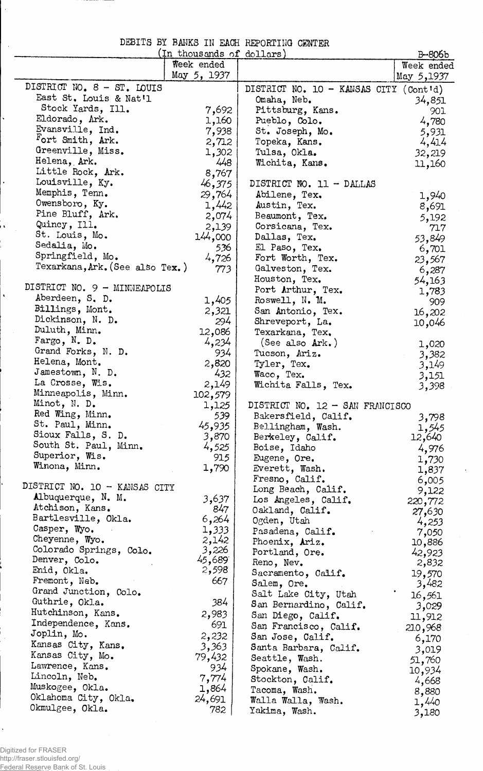# DEBITS BY BANKS IN EACH REPORTING CENTER

(In thousands of dollars)

B-806b

| | Week ended May 5, 1937 |
|---|---|
| **DISTRICT NO. 8 - ST. LOUIS** | |
| East St. Louis & Nat'l Stock Yards, Ill. | 7,692 |
| Eldorado, Ark. | 1,160 |
| Evansville, Ind. | 7,938 |
| Fort Smith, Ark. | 2,712 |
| Greenville, Miss. | 1,302 |
| Helena, Ark. | 448 |
| Little Rock, Ark. | 8,767 |
| Louisville, Ky. | 46,375 |
| Memphis, Tenn. | 29,764 |
| Owensboro, Ky. | 1,442 |
| Pine Bluff, Ark. | 2,074 |
| Quincy, Ill. | 2,139 |
| St. Louis, Mo. | 144,000 |
| Sedalia, Mo. | 536 |
| Springfield, Mo. | 4,726 |
| Texarkana, Ark. (See also Tex.) | 773 |
| **DISTRICT NO. 9 - MINNEAPOLIS** | |
| Aberdeen, S. D. | 1,405 |
| Billings, Mont. | 2,321 |
| Dickinson, N. D. | 294 |
| Duluth, Minn. | 12,086 |
| Fargo, N. D. | 4,234 |
| Grand Forks, N. D. | 934 |
| Helena, Mont. | 2,820 |
| Jamestown, N. D. | 432 |
| La Crosse, Wis. | 2,149 |
| Minneapolis, Minn. | 102,579 |
| Minot, N. D. | 1,125 |
| Red Wing, Minn. | 539 |
| St. Paul, Minn. | 45,935 |
| Sioux Falls, S. D. | 3,870 |
| South St. Paul, Minn. | 4,525 |
| Superior, Wis. | 915 |
| Winona, Minn. | 1,790 |
| **DISTRICT NO. 10 - KANSAS CITY** | |
| Albuquerque, N. M. | 3,637 |
| Atchison, Kans. | 847 |
| Bartlesville, Okla. | 6,264 |
| Casper, Wyo. | 1,333 |
| Cheyenne, Wyo. | 2,142 |
| Colorado Springs, Colo. | 3,226 |
| Denver, Colo. | 45,689 |
| Enid, Okla. | 2,598 |
| Fremont, Neb. | 667 |
| Grand Junction, Colo. | |
| Guthrie, Okla. | 384 |
| Hutchinson, Kans. | 2,983 |
| Independence, Kans. | 691 |
| Joplin, Mo. | 2,232 |
| Kansas City, Kans. | 3,363 |
| Kansas City, Mo. | 79,432 |
| Lawrence, Kans. | 934 |
| Lincoln, Neb. | 7,774 |
| Muskogee, Okla. | 1,864 |
| Oklahoma City, Okla. | 24,691 |
| Okmulgee, Okla. | 782 |
| **DISTRICT NO. 10 - KANSAS CITY (Cont'd)** | |
| Omaha, Neb. | 34,851 |
| Pittsburg, Kans. | 901 |
| Pueblo, Colo. | 4,780 |
| St. Joseph, Mo. | 5,931 |
| Topeka, Kans. | 4,414 |
| Tulsa, Okla. | 32,219 |
| Wichita, Kans. | 11,160 |
| **DISTRICT NO. 11 - DALLAS** | |
| Abilene, Tex. | 1,940 |
| Austin, Tex. | 8,691 |
| Beaumont, Tex. | 5,192 |
| Corsicana, Tex. | 717 |
| Dallas, Tex. | 53,849 |
| El Paso, Tex. | 6,701 |
| Fort Worth, Tex. | 23,567 |
| Galveston, Tex. | 6,287 |
| Houston, Tex. | 54,163 |
| Port Arthur, Tex. | 1,783 |
| Roswell, N. M. | 909 |
| San Antonio, Tex. | 16,202 |
| Shreveport, La. | 10,046 |
| Texarkana, Tex. (See also Ark.) | 1,020 |
| Tucson, Ariz. | 3,382 |
| Tyler, Tex. | 3,149 |
| Waco, Tex. | 3,151 |
| Wichita Falls, Tex. | 3,398 |
| **DISTRICT NO. 12 - SAN FRANCISCO** | |
| Bakersfield, Calif. | 3,798 |
| Bellingham, Wash. | 1,545 |
| Berkeley, Calif. | 12,640 |
| Boise, Idaho | 4,976 |
| Eugene, Ore. | 1,730 |
| Everett, Wash. | 1,837 |
| Fresno, Calif. | 6,005 |
| Long Beach, Calif. | 9,122 |
| Los Angeles, Calif. | 220,772 |
| Oakland, Calif. | 27,630 |
| Ogden, Utah | 4,253 |
| Pasadena, Calif. | 7,050 |
| Phoenix, Ariz. | 10,886 |
| Portland, Ore. | 42,923 |
| Reno, Nev. | 2,832 |
| Sacramento, Calif. | 19,570 |
| Salem, Ore. | 3,482 |
| Salt Lake City, Utah | 16,561 |
| San Bernardino, Calif. | 3,029 |
| San Diego, Calif. | 11,912 |
| San Francisco, Calif. | 210,968 |
| San Jose, Calif. | 6,170 |
| Santa Barbara, Calif. | 3,019 |
| Seattle, Wash. | 51,760 |
| Spokane, Wash. | 10,934 |
| Stockton, Calif. | 4,668 |
| Tacoma, Wash. | 8,880 |
| Walla Walla, Wash. | 1,440 |
| Yakima, Wash. | 3,180 |